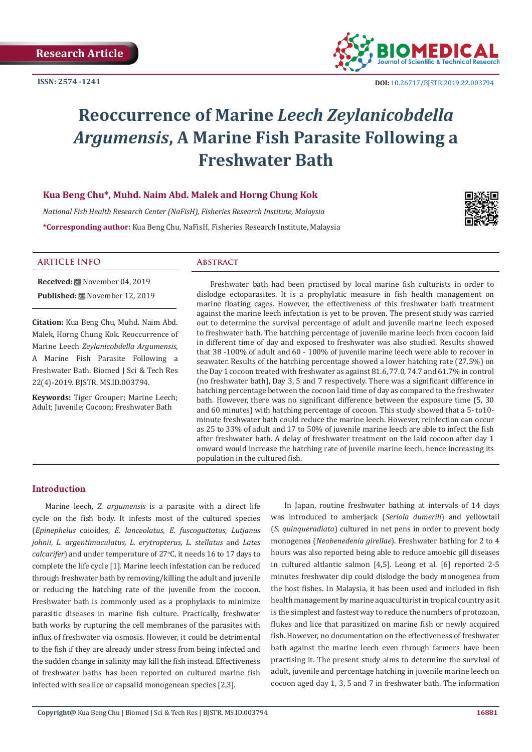Research Article

ISSN: 2574 -1241

DOI: 10.26717/BJSTR.2019.22.003794

# Reoccurrence of Marine *Leech Zeylanicobdella Argumensis*, A Marine Fish Parasite Following a Freshwater Bath

**Kua Beng Chu\*, Muhd. Naim Abd. Malek and Horng Chung Kok**

*National Fish Health Research Center (NaFisH), Fisheries Research Institute, Malaysia*

**\*Corresponding author:** Kua Beng Chu, NaFisH, Fisheries Research Institute, Malaysia

## ARTICLE INFO

**Received:** November 04, 2019

**Published:** November 12, 2019

**Citation:** Kua Beng Chu, Muhd. Naim Abd. Malek, Horng Chung Kok. Reoccurrence of Marine Leech *Zeylanicobdella Argumensis*, A Marine Fish Parasite Following a Freshwater Bath. Biomed J Sci & Tech Res 22(4)-2019. BJSTR. MS.ID.003794.

**Keywords:** Tiger Grouper; Marine Leech; Adult; Juvenile; Cocoon; Freshwater Bath

## Abstract

Freshwater bath had been practised by local marine fish culturists in order to dislodge ectoparasites. It is a prophylatic measure in fish health management on marine floating cages. However, the effectiveness of this freshwater bath treatment against the marine leech infectation is yet to be proven. The present study was carried out to determine the survival percentage of adult and juvenile marine leech exposed to freshwater bath. The hatching percentage of juvenile marine leech from cocoon laid in different time of day and exposed to freshwater was also studied. Results showed that 38 -100% of adult and 60 - 100% of juvenile marine leech were able to recover in seawater. Results of the hatching percentage showed a lower hatching rate (27.5%) on the Day 1 cocoon treated with freshwater as against 81.6, 77.0, 74.7 and 61.7% in control (no freshwater bath), Day 3, 5 and 7 respectively. There was a significant difference in hatching percentage between the cocoon laid time of day as compared to the freshwater bath. However, there was no significant difference between the exposure time (5, 30 and 60 minutes) with hatching percentage of cocoon. This study showed that a 5- to10-minute freshwater bath could reduce the marine leech. However, reinfection can occur as 25 to 33% of adult and 17 to 50% of juvenile marine leech are able to infect the fish after freshwater bath. A delay of freshwater treatment on the laid cocoon after day 1 onward would increase the hatching rate of juvenile marine leech, hence increasing its population in the cultured fish.

## Introduction

Marine leech, *Z. argumensis* is a parasite with a direct life cycle on the fish body. It infests most of the cultured species (*Epinephelus* coioides, *E. lanceolatus*, *E. fuscoguttatus, Lutjanus johnii*, *L. argentimaculatus, L. erytropterus, L. stellatus* and *Lates calcarifer*) and under temperature of 27°C, it needs 16 to 17 days to complete the life cycle [1]. Marine leech infestation can be reduced through freshwater bath by removing/killing the adult and juvenile or reducing the hatching rate of the juvenile from the cocoon. Freshwater bath is commonly used as a prophylaxis to minimize parasitic diseases in marine fish culture. Practically, freshwater bath works by rupturing the cell membranes of the parasites with influx of freshwater via osmosis. However, it could be detrimental to the fish if they are already under stress from being infected and the sudden change in salinity may kill the fish instead. Effectiveness of freshwater baths has been reported on cultured marine fish infected with sea lice or capsalid monogenean species [2,3].

In Japan, routine freshwater bathing at intervals of 14 days was introduced to amberjack (*Seriola dumerili*) and yellowtail (*S. quinqueradiata*) cultured in net pens in order to prevent body monogenea (*Neobenedenia girellae*). Freshwater bathing for 2 to 4 hours was also reported being able to reduce amoebic gill diseases in cultured altlantic salmon [4,5]. Leong et al. [6] reported 2-5 minutes freshwater dip could dislodge the body monogenea from the host fishes. In Malaysia, it has been used and included in fish health management by marine aquaculturist in tropical country as it is the simplest and fastest way to reduce the numbers of protozoan, flukes and lice that parasitized on marine fish or newly acquired fish. However, no documentation on the effectiveness of freshwater bath against the marine leech even through farmers have been practising it. The present study aims to determine the survival of adult, juvenile and percentage hatching in juvenile marine leech on cocoon aged day 1, 3, 5 and 7 in freshwater bath. The information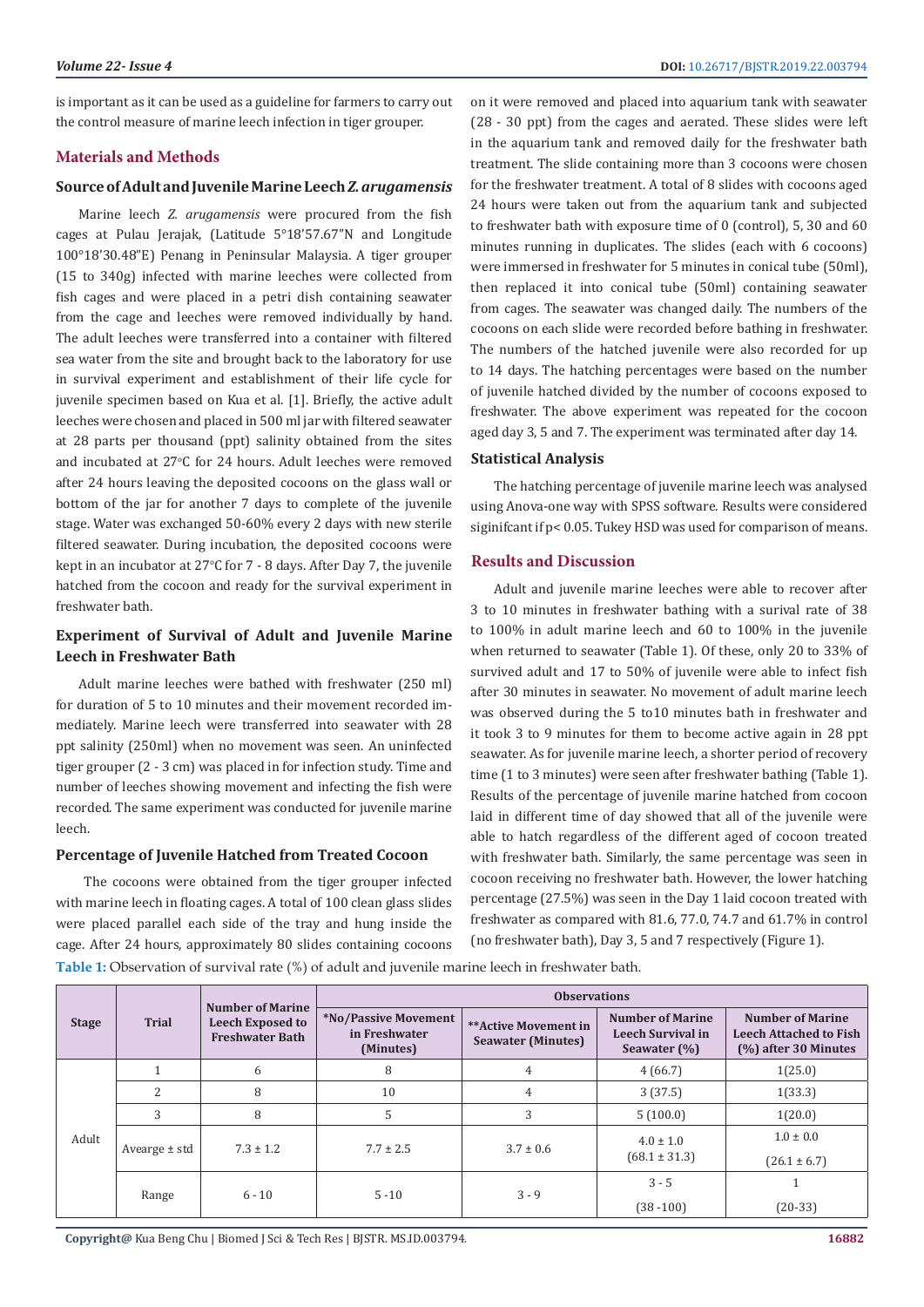is important as it can be used as a guideline for farmers to carry out the control measure of marine leech infection in tiger grouper.

## Materials and Methods

### Source of Adult and Juvenile Marine Leech *Z. arugamensis*

Marine leech *Z. arugamensis* were procured from the fish cages at Pulau Jerajak, (Latitude 5°18'57.67"N and Longitude 100°18'30.48"E) Penang in Peninsular Malaysia. A tiger grouper (15 to 340g) infected with marine leeches were collected from fish cages and were placed in a petri dish containing seawater from the cage and leeches were removed individually by hand. The adult leeches were transferred into a container with filtered sea water from the site and brought back to the laboratory for use in survival experiment and establishment of their life cycle for juvenile specimen based on Kua et al. [1]. Briefly, the active adult leeches were chosen and placed in 500 ml jar with filtered seawater at 28 parts per thousand (ppt) salinity obtained from the sites and incubated at 27°C for 24 hours. Adult leeches were removed after 24 hours leaving the deposited cocoons on the glass wall or bottom of the jar for another 7 days to complete of the juvenile stage. Water was exchanged 50-60% every 2 days with new sterile filtered seawater. During incubation, the deposited cocoons were kept in an incubator at 27°C for 7 - 8 days. After Day 7, the juvenile hatched from the cocoon and ready for the survival experiment in freshwater bath.

### Experiment of Survival of Adult and Juvenile Marine Leech in Freshwater Bath

Adult marine leeches were bathed with freshwater (250 ml) for duration of 5 to 10 minutes and their movement recorded immediately. Marine leech were transferred into seawater with 28 ppt salinity (250ml) when no movement was seen. An uninfected tiger grouper (2 - 3 cm) was placed in for infection study. Time and number of leeches showing movement and infecting the fish were recorded. The same experiment was conducted for juvenile marine leech.

### Percentage of Juvenile Hatched from Treated Cocoon

The cocoons were obtained from the tiger grouper infected with marine leech in floating cages. A total of 100 clean glass slides were placed parallel each side of the tray and hung inside the cage. After 24 hours, approximately 80 slides containing cocoons on it were removed and placed into aquarium tank with seawater (28 - 30 ppt) from the cages and aerated. These slides were left in the aquarium tank and removed daily for the freshwater bath treatment. The slide containing more than 3 cocoons were chosen for the freshwater treatment. A total of 8 slides with cocoons aged 24 hours were taken out from the aquarium tank and subjected to freshwater bath with exposure time of 0 (control), 5, 30 and 60 minutes running in duplicates. The slides (each with 6 cocoons) were immersed in freshwater for 5 minutes in conical tube (50ml), then replaced it into conical tube (50ml) containing seawater from cages. The seawater was changed daily. The numbers of the cocoons on each slide were recorded before bathing in freshwater. The numbers of the hatched juvenile were also recorded for up to 14 days. The hatching percentages were based on the number of juvenile hatched divided by the number of cocoons exposed to freshwater. The above experiment was repeated for the cocoon aged day 3, 5 and 7. The experiment was terminated after day 14.

### Statistical Analysis

The hatching percentage of juvenile marine leech was analysed using Anova-one way with SPSS software. Results were considered siginifcant if $p < 0.05$. Tukey HSD was used for comparison of means.

## Results and Discussion

Adult and juvenile marine leeches were able to recover after 3 to 10 minutes in freshwater bathing with a surival rate of 38 to 100% in adult marine leech and 60 to 100% in the juvenile when returned to seawater (Table 1). Of these, only 20 to 33% of survived adult and 17 to 50% of juvenile were able to infect fish after 30 minutes in seawater. No movement of adult marine leech was observed during the 5 to10 minutes bath in freshwater and it took 3 to 9 minutes for them to become active again in 28 ppt seawater. As for juvenile marine leech, a shorter period of recovery time (1 to 3 minutes) were seen after freshwater bathing (Table 1). Results of the percentage of juvenile marine hatched from cocoon laid in different time of day showed that all of the juvenile were able to hatch regardless of the different aged of cocoon treated with freshwater bath. Similarly, the same percentage was seen in cocoon receiving no freshwater bath. However, the lower hatching percentage (27.5%) was seen in the Day 1 laid cocoon treated with freshwater as compared with 81.6, 77.0, 74.7 and 61.7% in control (no freshwater bath), Day 3, 5 and 7 respectively (Figure 1).

**Table 1:** Observation of survival rate (%) of adult and juvenile marine leech in freshwater bath.

| Stage | Trial | Number of Marine Leech Exposed to Freshwater Bath | Observations | | | |
|---|---|---|---|---|---|---|
| | | | *No/Passive Movement in Freshwater (Minutes) | **Active Movement in Seawater (Minutes) | Number of Marine Leech Survival in Seawater (%) | Number of Marine Leech Attached to Fish (%) after 30 Minutes |
| Adult | 1 | 6 | 8 | 4 | 4 (66.7) | 1(25.0) |
| | 2 | 8 | 10 | 4 | 3 (37.5) | 1(33.3) |
| | 3 | 8 | 5 | 3 | 5 (100.0) | 1(20.0) |
| | Avearge ± std | 7.3 ± 1.2 | 7.7 ± 2.5 | 3.7 ± 0.6 | 4.0 ± 1.0 (68.1 ± 31.3) | 1.0 ± 0.0 (26.1 ± 6.7) |
| | Range | 6 - 10 | 5 -10 | 3 - 9 | 3 - 5 (38 -100) | 1 (20-33) |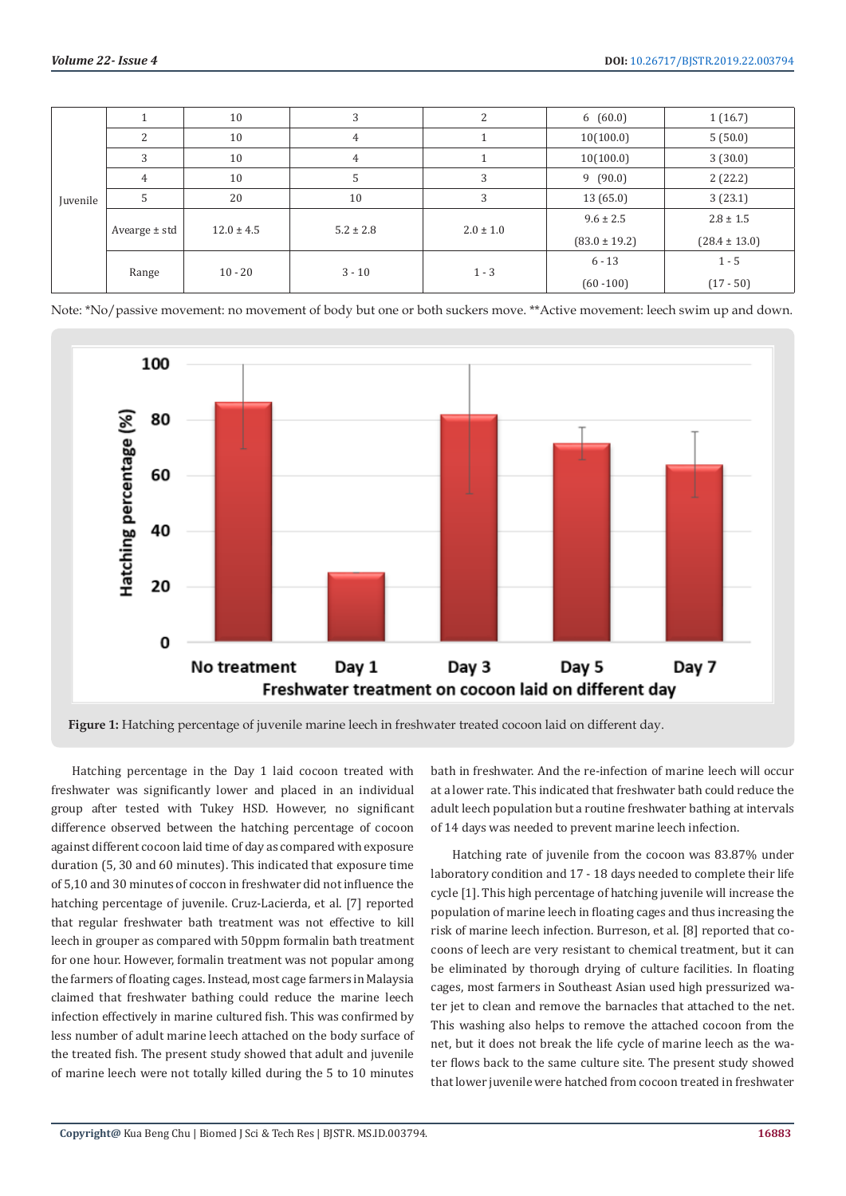| Juvenile | 1 | 10 | 3 | 2 | 6 (60.0) | 1 (16.7) |
|---|---|---|---|---|---|---|
| | 2 | 10 | 4 | 1 | 10(100.0) | 5 (50.0) |
| | 3 | 10 | 4 | 1 | 10(100.0) | 3 (30.0) |
| | 4 | 10 | 5 | 3 | 9 (90.0) | 2 (22.2) |
| | 5 | 20 | 10 | 3 | 13 (65.0) | 3 (23.1) |
| | Avearge ± std | 12.0 ± 4.5 | 5.2 ± 2.8 | 2.0 ± 1.0 | 9.6 ± 2.5 (83.0 ± 19.2) | 2.8 ± 1.5 (28.4 ± 13.0) |
| | Range | 10 - 20 | 3 - 10 | 1 - 3 | 6 - 13 (60 -100) | 1 - 5 (17 - 50) |

Note: *No/passive movement: no movement of body but one or both suckers move. **Active movement: leech swim up and down.

**Figure 1:** Hatching percentage of juvenile marine leech in freshwater treated cocoon laid on different day.

Hatching percentage in the Day 1 laid cocoon treated with freshwater was significantly lower and placed in an individual group after tested with Tukey HSD. However, no significant difference observed between the hatching percentage of cocoon against different cocoon laid time of day as compared with exposure duration (5, 30 and 60 minutes). This indicated that exposure time of 5,10 and 30 minutes of coccon in freshwater did not influence the hatching percentage of juvenile. Cruz-Lacierda, et al. [7] reported that regular freshwater bath treatment was not effective to kill leech in grouper as compared with 50ppm formalin bath treatment for one hour. However, formalin treatment was not popular among the farmers of floating cages. Instead, most cage farmers in Malaysia claimed that freshwater bathing could reduce the marine leech infection effectively in marine cultured fish. This was confirmed by less number of adult marine leech attached on the body surface of the treated fish. The present study showed that adult and juvenile of marine leech were not totally killed during the 5 to 10 minutes bath in freshwater. And the re-infection of marine leech will occur at a lower rate. This indicated that freshwater bath could reduce the adult leech population but a routine freshwater bathing at intervals of 14 days was needed to prevent marine leech infection.

Hatching rate of juvenile from the cocoon was 83.87% under laboratory condition and 17 - 18 days needed to complete their life cycle [1]. This high percentage of hatching juvenile will increase the population of marine leech in floating cages and thus increasing the risk of marine leech infection. Burreson, et al. [8] reported that cocoons of leech are very resistant to chemical treatment, but it can be eliminated by thorough drying of culture facilities. In floating cages, most farmers in Southeast Asian used high pressurized water jet to clean and remove the barnacles that attached to the net. This washing also helps to remove the attached cocoon from the net, but it does not break the life cycle of marine leech as the water flows back to the same culture site. The present study showed that lower juvenile were hatched from cocoon treated in freshwater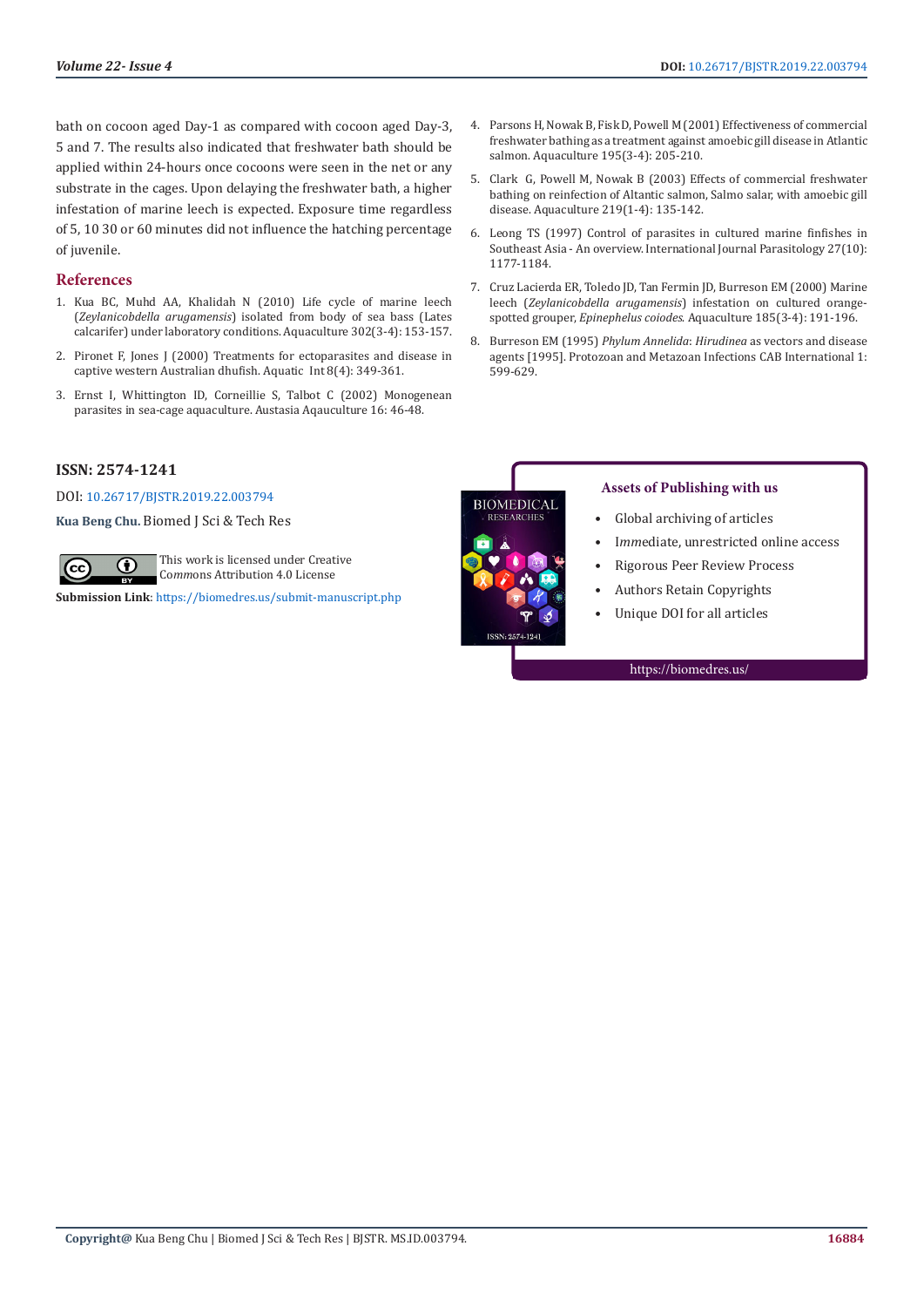bath on cocoon aged Day-1 as compared with cocoon aged Day-3, 5 and 7. The results also indicated that freshwater bath should be applied within 24-hours once cocoons were seen in the net or any substrate in the cages. Upon delaying the freshwater bath, a higher infestation of marine leech is expected. Exposure time regardless of 5, 10 30 or 60 minutes did not influence the hatching percentage of juvenile.

## References

1. Kua BC, Muhd AA, Khalidah N (2010) Life cycle of marine leech (*Zeylanicobdella arugamensis*) isolated from body of sea bass (Lates calcarifer) under laboratory conditions. Aquaculture 302(3-4): 153-157.
2. Pironet F, Jones J (2000) Treatments for ectoparasites and disease in captive western Australian dhufish. Aquatic Int 8(4): 349-361.
3. Ernst I, Whittington ID, Corneillie S, Talbot C (2002) Monogenean parasites in sea-cage aquaculture. Austasia Aqaculture 16: 46-48.
4. Parsons H, Nowak B, Fisk D, Powell M (2001) Effectiveness of commercial freshwater bathing as a treatment against amoebic gill disease in Atlantic salmon. Aquaculture 195(3-4): 205-210.
5. Clark G, Powell M, Nowak B (2003) Effects of commercial freshwater bathing on reinfection of Altantic salmon, Salmo salar, with amoebic gill disease. Aquaculture 219(1-4): 135-142.
6. Leong TS (1997) Control of parasites in cultured marine finfishes in Southeast Asia - An overview. International Journal Parasitology 27(10): 1177-1184.
7. Cruz Lacierda ER, Toledo JD, Tan Fermin JD, Burreson EM (2000) Marine leech (*Zeylanicobdella arugamensis*) infestation on cultured orange-spotted grouper, *Epinephelus coiodes*. Aquaculture 185(3-4): 191-196.
8. Burreson EM (1995) *Phylum Annelida*: *Hirudinea* as vectors and disease agents [1995]. Protozoan and Metazoan Infections CAB International 1: 599-629.

**ISSN: 2574-1241**

DOI: 10.26717/BJSTR.2019.22.003794

**Kua Beng Chu.** Biomed J Sci & Tech Res

This work is licensed under Creative Commons Attribution 4.0 License

**Submission Link**: https://biomedres.us/submit-manuscript.php

**Assets of Publishing with us**

- Global archiving of articles
- Immediate, unrestricted online access
- Rigorous Peer Review Process
- Authors Retain Copyrights
- Unique DOI for all articles

https://biomedres.us/